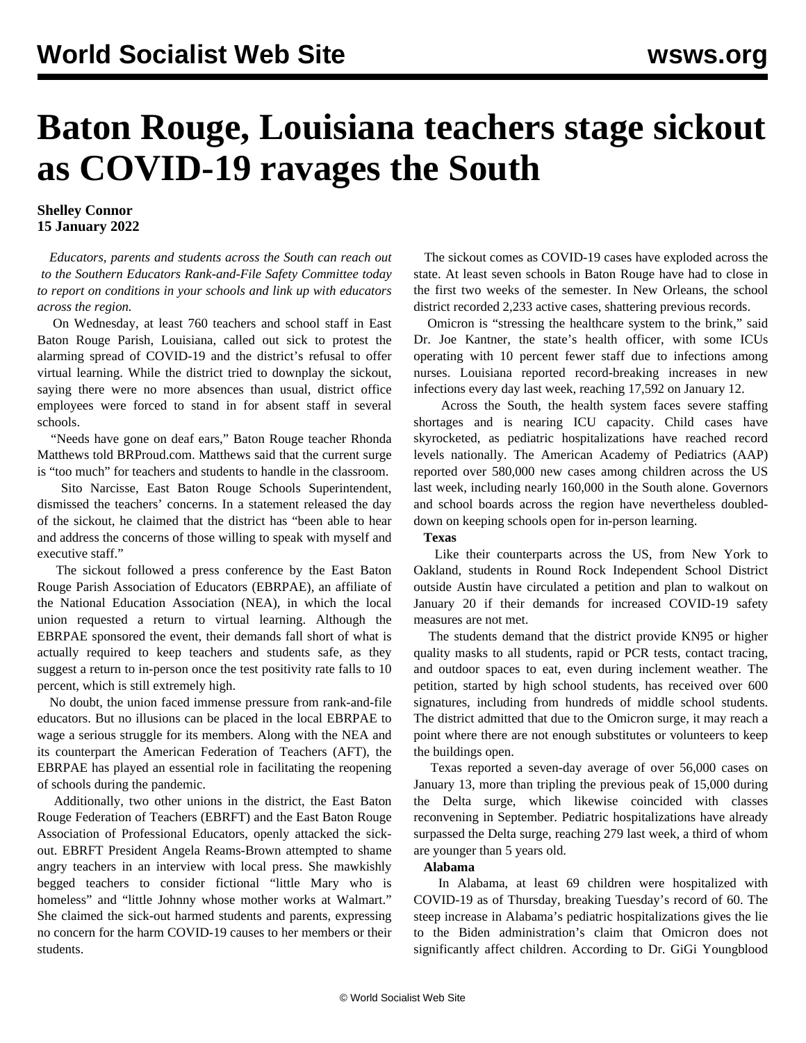# Baton Rouge, Louisiana teachers stage sickout as COVID-19 ravages the South

**Shelley Connor**
**15 January 2022**

*Educators, parents and students across the South can reach out to the Southern Educators Rank-and-File Safety Committee today to report on conditions in your schools and link up with educators across the region.*

On Wednesday, at least 760 teachers and school staff in East Baton Rouge Parish, Louisiana, called out sick to protest the alarming spread of COVID-19 and the district's refusal to offer virtual learning. While the district tried to downplay the sickout, saying there were no more absences than usual, district office employees were forced to stand in for absent staff in several schools.

"Needs have gone on deaf ears," Baton Rouge teacher Rhonda Matthews told BRProud.com. Matthews said that the current surge is "too much" for teachers and students to handle in the classroom.

Sito Narcisse, East Baton Rouge Schools Superintendent, dismissed the teachers' concerns. In a statement released the day of the sickout, he claimed that the district has "been able to hear and address the concerns of those willing to speak with myself and executive staff."

The sickout followed a press conference by the East Baton Rouge Parish Association of Educators (EBRPAE), an affiliate of the National Education Association (NEA), in which the local union requested a return to virtual learning. Although the EBRPAE sponsored the event, their demands fall short of what is actually required to keep teachers and students safe, as they suggest a return to in-person once the test positivity rate falls to 10 percent, which is still extremely high.

No doubt, the union faced immense pressure from rank-and-file educators. But no illusions can be placed in the local EBRPAE to wage a serious struggle for its members. Along with the NEA and its counterpart the American Federation of Teachers (AFT), the EBRPAE has played an essential role in facilitating the reopening of schools during the pandemic.

Additionally, two other unions in the district, the East Baton Rouge Federation of Teachers (EBRFT) and the East Baton Rouge Association of Professional Educators, openly attacked the sick-out. EBRFT President Angela Reams-Brown attempted to shame angry teachers in an interview with local press. She mawkishly begged teachers to consider fictional "little Mary who is homeless" and "little Johnny whose mother works at Walmart." She claimed the sick-out harmed students and parents, expressing no concern for the harm COVID-19 causes to her members or their students.

The sickout comes as COVID-19 cases have exploded across the state. At least seven schools in Baton Rouge have had to close in the first two weeks of the semester. In New Orleans, the school district recorded 2,233 active cases, shattering previous records.

Omicron is "stressing the healthcare system to the brink," said Dr. Joe Kantner, the state's health officer, with some ICUs operating with 10 percent fewer staff due to infections among nurses. Louisiana reported record-breaking increases in new infections every day last week, reaching 17,592 on January 12.

Across the South, the health system faces severe staffing shortages and is nearing ICU capacity. Child cases have skyrocketed, as pediatric hospitalizations have reached record levels nationally. The American Academy of Pediatrics (AAP) reported over 580,000 new cases among children across the US last week, including nearly 160,000 in the South alone. Governors and school boards across the region have nevertheless doubled-down on keeping schools open for in-person learning.

**Texas**

Like their counterparts across the US, from New York to Oakland, students in Round Rock Independent School District outside Austin have circulated a petition and plan to walkout on January 20 if their demands for increased COVID-19 safety measures are not met.

The students demand that the district provide KN95 or higher quality masks to all students, rapid or PCR tests, contact tracing, and outdoor spaces to eat, even during inclement weather. The petition, started by high school students, has received over 600 signatures, including from hundreds of middle school students. The district admitted that due to the Omicron surge, it may reach a point where there are not enough substitutes or volunteers to keep the buildings open.

Texas reported a seven-day average of over 56,000 cases on January 13, more than tripling the previous peak of 15,000 during the Delta surge, which likewise coincided with classes reconvening in September. Pediatric hospitalizations have already surpassed the Delta surge, reaching 279 last week, a third of whom are younger than 5 years old.

**Alabama**

In Alabama, at least 69 children were hospitalized with COVID-19 as of Thursday, breaking Tuesday's record of 60. The steep increase in Alabama's pediatric hospitalizations gives the lie to the Biden administration's claim that Omicron does not significantly affect children. According to Dr. GiGi Youngblood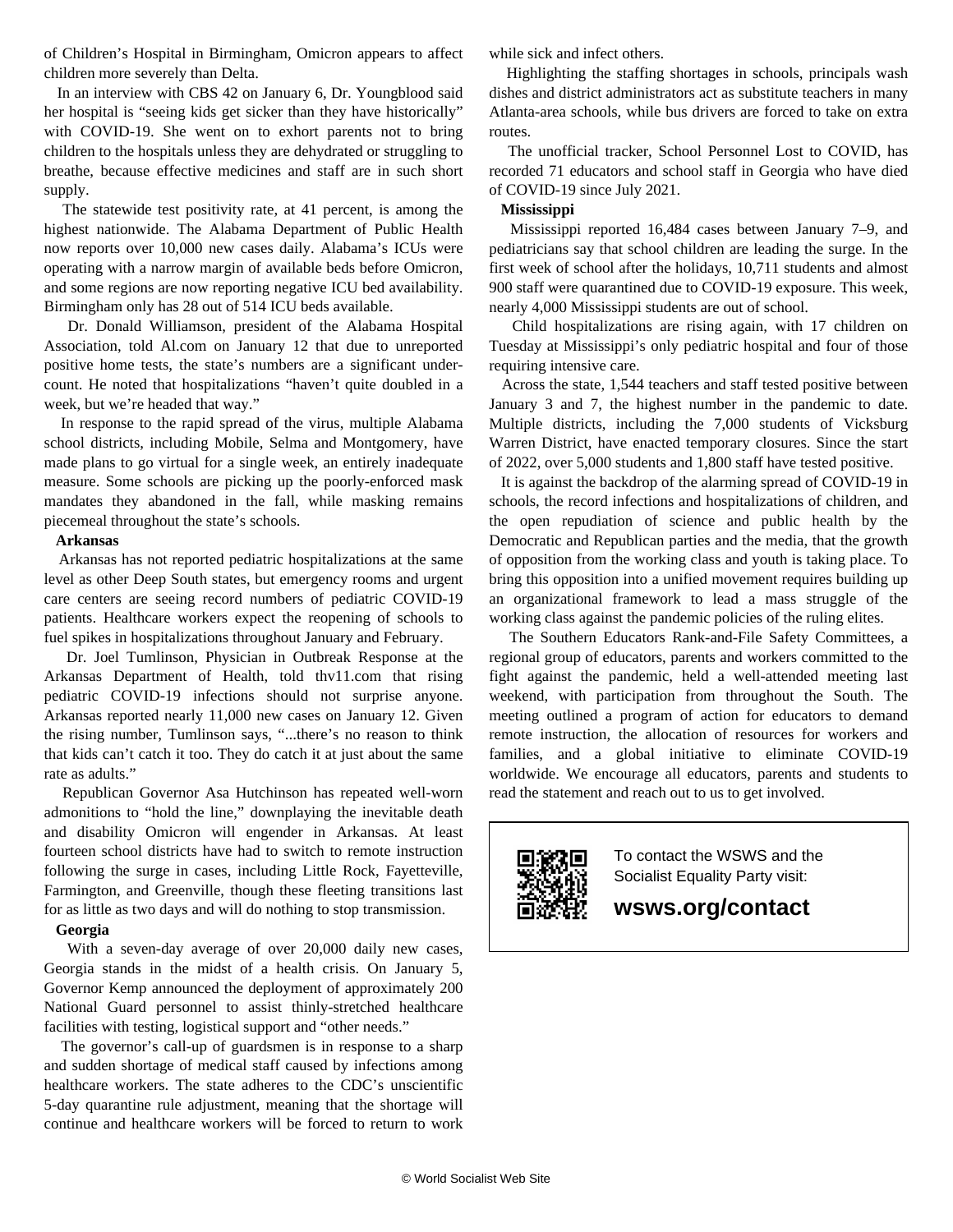of Children's Hospital in Birmingham, Omicron appears to affect children more severely than Delta.

In an interview with CBS 42 on January 6, Dr. Youngblood said her hospital is "seeing kids get sicker than they have historically" with COVID-19. She went on to exhort parents not to bring children to the hospitals unless they are dehydrated or struggling to breathe, because effective medicines and staff are in such short supply.

The statewide test positivity rate, at 41 percent, is among the highest nationwide. The Alabama Department of Public Health now reports over 10,000 new cases daily. Alabama's ICUs were operating with a narrow margin of available beds before Omicron, and some regions are now reporting negative ICU bed availability. Birmingham only has 28 out of 514 ICU beds available.

Dr. Donald Williamson, president of the Alabama Hospital Association, told Al.com on January 12 that due to unreported positive home tests, the state's numbers are a significant undercount. He noted that hospitalizations "haven't quite doubled in a week, but we're headed that way."

In response to the rapid spread of the virus, multiple Alabama school districts, including Mobile, Selma and Montgomery, have made plans to go virtual for a single week, an entirely inadequate measure. Some schools are picking up the poorly-enforced mask mandates they abandoned in the fall, while masking remains piecemeal throughout the state's schools.

**Arkansas**

Arkansas has not reported pediatric hospitalizations at the same level as other Deep South states, but emergency rooms and urgent care centers are seeing record numbers of pediatric COVID-19 patients. Healthcare workers expect the reopening of schools to fuel spikes in hospitalizations throughout January and February.

Dr. Joel Tumlinson, Physician in Outbreak Response at the Arkansas Department of Health, told thv11.com that rising pediatric COVID-19 infections should not surprise anyone. Arkansas reported nearly 11,000 new cases on January 12. Given the rising number, Tumlinson says, "...there's no reason to think that kids can't catch it too. They do catch it at just about the same rate as adults."

Republican Governor Asa Hutchinson has repeated well-worn admonitions to "hold the line," downplaying the inevitable death and disability Omicron will engender in Arkansas. At least fourteen school districts have had to switch to remote instruction following the surge in cases, including Little Rock, Fayetteville, Farmington, and Greenville, though these fleeting transitions last for as little as two days and will do nothing to stop transmission.

**Georgia**

With a seven-day average of over 20,000 daily new cases, Georgia stands in the midst of a health crisis. On January 5, Governor Kemp announced the deployment of approximately 200 National Guard personnel to assist thinly-stretched healthcare facilities with testing, logistical support and "other needs."

The governor's call-up of guardsmen is in response to a sharp and sudden shortage of medical staff caused by infections among healthcare workers. The state adheres to the CDC's unscientific 5-day quarantine rule adjustment, meaning that the shortage will continue and healthcare workers will be forced to return to work while sick and infect others.

Highlighting the staffing shortages in schools, principals wash dishes and district administrators act as substitute teachers in many Atlanta-area schools, while bus drivers are forced to take on extra routes.

The unofficial tracker, School Personnel Lost to COVID, has recorded 71 educators and school staff in Georgia who have died of COVID-19 since July 2021.

**Mississippi**

Mississippi reported 16,484 cases between January 7–9, and pediatricians say that school children are leading the surge. In the first week of school after the holidays, 10,711 students and almost 900 staff were quarantined due to COVID-19 exposure. This week, nearly 4,000 Mississippi students are out of school.

Child hospitalizations are rising again, with 17 children on Tuesday at Mississippi's only pediatric hospital and four of those requiring intensive care.

Across the state, 1,544 teachers and staff tested positive between January 3 and 7, the highest number in the pandemic to date. Multiple districts, including the 7,000 students of Vicksburg Warren District, have enacted temporary closures. Since the start of 2022, over 5,000 students and 1,800 staff have tested positive.

It is against the backdrop of the alarming spread of COVID-19 in schools, the record infections and hospitalizations of children, and the open repudiation of science and public health by the Democratic and Republican parties and the media, that the growth of opposition from the working class and youth is taking place. To bring this opposition into a unified movement requires building up an organizational framework to lead a mass struggle of the working class against the pandemic policies of the ruling elites.

The Southern Educators Rank-and-File Safety Committees, a regional group of educators, parents and workers committed to the fight against the pandemic, held a well-attended meeting last weekend, with participation from throughout the South. The meeting outlined a program of action for educators to demand remote instruction, the allocation of resources for workers and families, and a global initiative to eliminate COVID-19 worldwide. We encourage all educators, parents and students to read the statement and reach out to us to get involved.

To contact the WSWS and the Socialist Equality Party visit:

**wsws.org/contact**